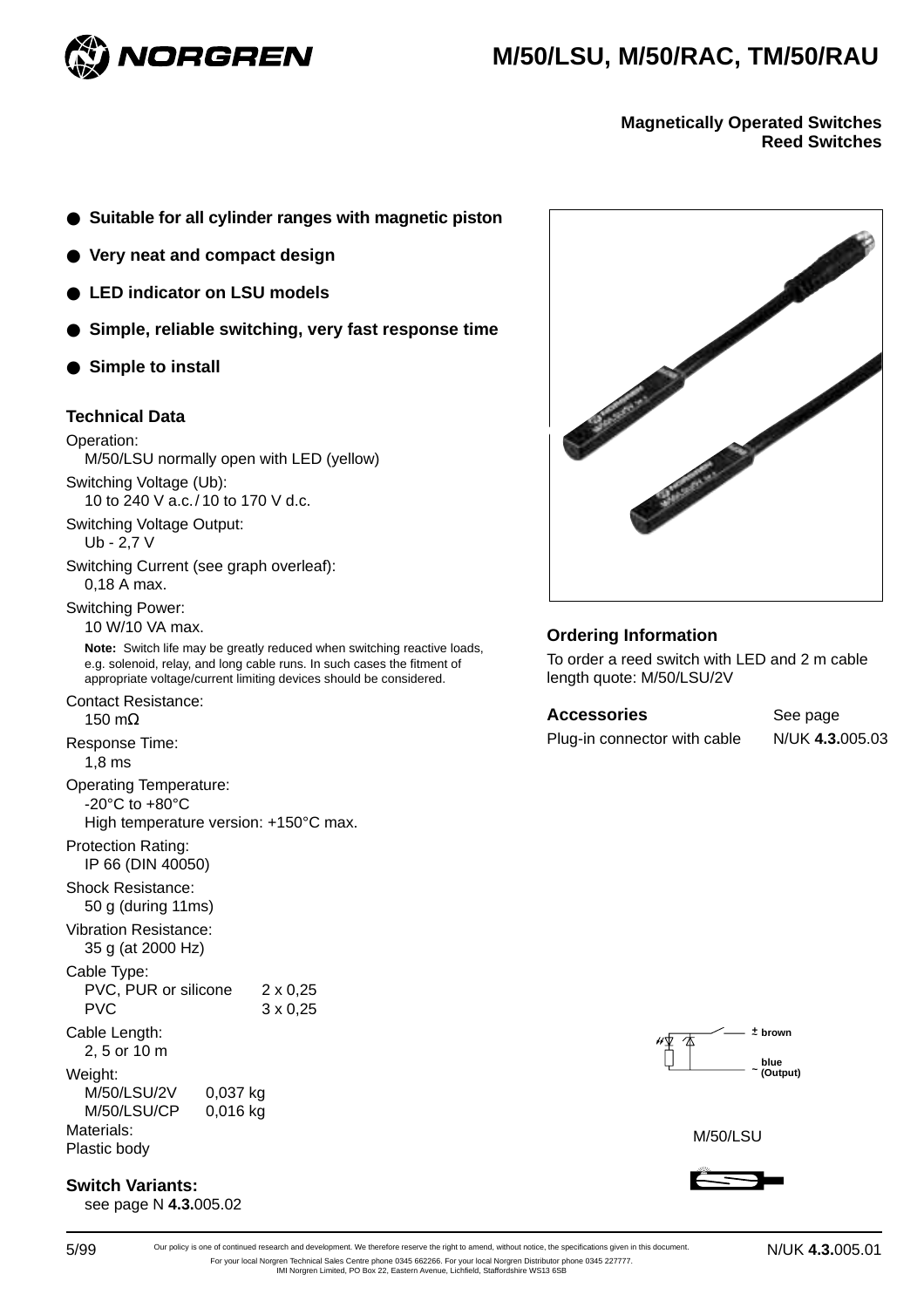# M/50/LSU, M/50/RAC, TM/50/RAU

**Magnetically Operated Switches**
**Reed Switches**

- **Suitable for all cylinder ranges with magnetic piston**
- **Very neat and compact design**
- **LED indicator on LSU models**
- **Simple, reliable switching, very fast response time**
- **Simple to install**

## Technical Data

Operation:
M/50/LSU normally open with LED (yellow)

Switching Voltage (Ub):
10 to 240 V a.c./10 to 170 V d.c.

Switching Voltage Output:
Ub - 2,7 V

Switching Current (see graph overleaf):
0,18 A max.

Switching Power:
10 W/10 VA max.

**Note:** Switch life may be greatly reduced when switching reactive loads, e.g. solenoid, relay, and long cable runs. In such cases the fitment of appropriate voltage/current limiting devices should be considered.

Contact Resistance:
150 mΩ

Response Time:
1,8 ms

Operating Temperature:
-20°C to +80°C
High temperature version: +150°C max.

Protection Rating:
IP 66 (DIN 40050)

Shock Resistance:
50 g (during 11ms)

Vibration Resistance:
35 g (at 2000 Hz)

Cable Type:

| | |
|---|---|
| PVC, PUR or silicone | 2 x 0,25 |
| PVC | 3 x 0,25 |

Cable Length:
2, 5 or 10 m

Weight:

| | |
|---|---|
| M/50/LSU/2V | 0,037 kg |
| M/50/LSU/CP | 0,016 kg |

Materials:
Plastic body

## Switch Variants:

see page N **4.3.**005.02

## Ordering Information

To order a reed switch with LED and 2 m cable length quote: M/50/LSU/2V

| **Accessories** | See page |
|---|---|
| Plug-in connector with cable | N/UK **4.3.**005.03 |

± brown

~ blue (Output)

M/50/LSU

5/99

Our policy is one of continued research and development. We therefore reserve the right to amend, without notice, the specifications given in this document.
For your local Norgren Technical Sales Centre phone 0345 662266. For your local Norgren Distributor phone 0345 227777.
IMI Norgren Limited, PO Box 22, Eastern Avenue, Lichfield, Staffordshire WS13 6SB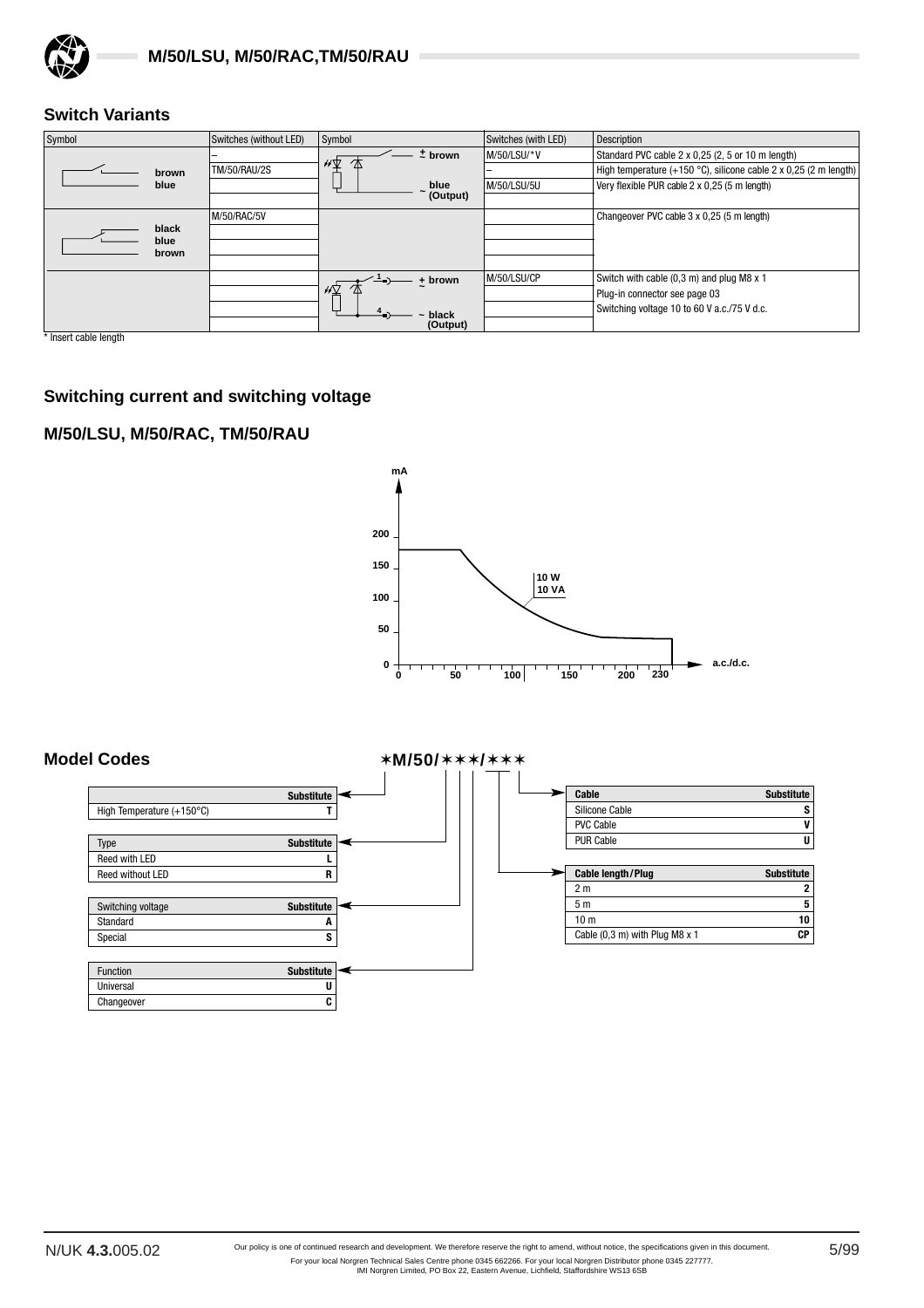## Switch Variants

| Symbol | Switches (without LED) | Symbol | Switches (with LED) | Description |
|---|---|---|---|---|
| brown / blue | – | ± brown / ~ blue (Output) | M/50/LSU/*V | Standard PVC cable 2 x 0,25 (2, 5 or 10 m length) |
| | TM/50/RAU/2S | | – | High temperature (+150 °C), silicone cable 2 x 0,25 (2 m length) |
| | | | M/50/LSU/5U | Very flexible PUR cable 2 x 0,25 (5 m length) |
| | | | | |
| black / blue / brown | M/50/RAC/5V | | | Changeover PVC cable 3 x 0,25 (5 m length) |
| | | | | |
| | | | | |
| | | | | |
| | | 1 ± brown / 4 ~ black (Output) | M/50/LSU/CP | Switch with cable (0,3 m) and plug M8 x 1 |
| | | | | Plug-in connector see page 03 |
| | | | | Switching voltage 10 to 60 V a.c./75 V d.c. |
| | | | | |

\* Insert cable length

## Switching current and switching voltage

## M/50/LSU, M/50/RAC, TM/50/RAU

mA: 0, 50, 100, 150, 200

a.c./d.c.: 0, 50, 100, 150, 200, 230

10 W
10 VA

## Model Codes

*M/50/***/***

| High Temperature (+150°C) | Substitute |
|---|---|
| High Temperature (+150°C) | T |

| Type | Substitute |
|---|---|
| Reed with LED | L |
| Reed without LED | R |

| Switching voltage | Substitute |
|---|---|
| Standard | A |
| Special | S |

| Function | Substitute |
|---|---|
| Universal | U |
| Changeover | C |

| Cable | Substitute |
|---|---|
| Silicone Cable | S |
| PVC Cable | V |
| PUR Cable | U |

| Cable length/Plug | Substitute |
|---|---|
| 2 m | 2 |
| 5 m | 5 |
| 10 m | 10 |
| Cable (0,3 m) with Plug M8 x 1 | CP |

N/UK **4.3.**005.02

Our policy is one of continued research and development. We therefore reserve the right to amend, without notice, the specifications given in this document.
For your local Norgren Technical Sales Centre phone 0345 662266. For your local Norgren Distributor phone 0345 227777.
IMI Norgren Limited, PO Box 22, Eastern Avenue, Lichfield, Staffordshire WS13 6SB

5/99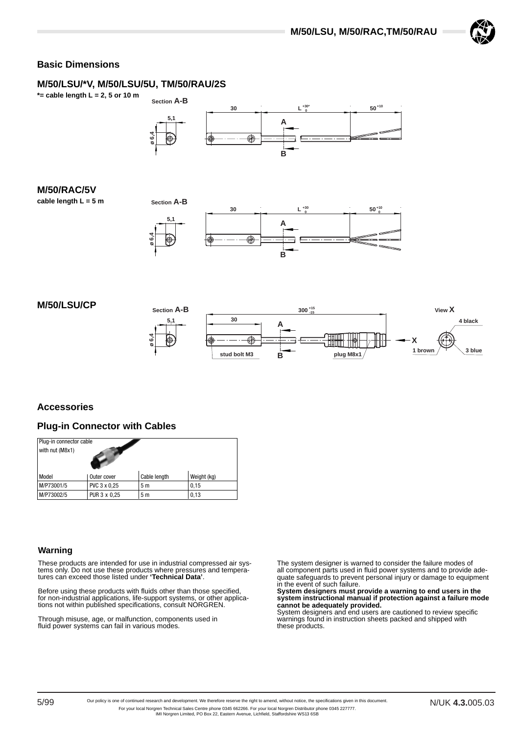## Basic Dimensions

### M/50/LSU/*V, M/50/LSU/5U, TM/50/RAU/2S

**\*= cable length L = 2, 5 or 10 m**

Section A-B

### M/50/RAC/5V

**cable length L = 5 m**

Section A-B

### M/50/LSU/CP

Section A-B

View X

4 black

1 brown

3 blue

stud bolt M3

plug M8x1

## Accessories

### Plug-in Connector with Cables

Plug-in connector cable with nut (M8x1)

| Model | Outer cover | Cable length | Weight (kg) |
|---|---|---|---|
| M/P73001/5 | PVC 3 x 0,25 | 5 m | 0,15 |
| M/P73002/5 | PUR 3 x 0,25 | 5 m | 0,13 |

### Warning

These products are intended for use in industrial compressed air systems only. Do not use these products where pressures and temperatures can exceed those listed under **'Technical Data'**.

Before using these products with fluids other than those specified, for non-industrial applications, life-support systems, or other applications not within published specifications, consult NORGREN.

Through misuse, age, or malfunction, components used in fluid power systems can fail in various modes.

The system designer is warned to consider the failure modes of all component parts used in fluid power systems and to provide adequate safeguards to prevent personal injury or damage to equipment in the event of such failure.

**System designers must provide a warning to end users in the system instructional manual if protection against a failure mode cannot be adequately provided.**

System designers and end users are cautioned to review specific warnings found in instruction sheets packed and shipped with these products.

5/99

Our policy is one of continued research and development. We therefore reserve the right to amend, without notice, the specifications given in this document.

For your local Norgren Technical Sales Centre phone 0345 662266. For your local Norgren Distributor phone 0345 227777.
IMI Norgren Limited, PO Box 22, Eastern Avenue, Lichfield, Staffordshire WS13 6SB

N/UK **4.3.**005.03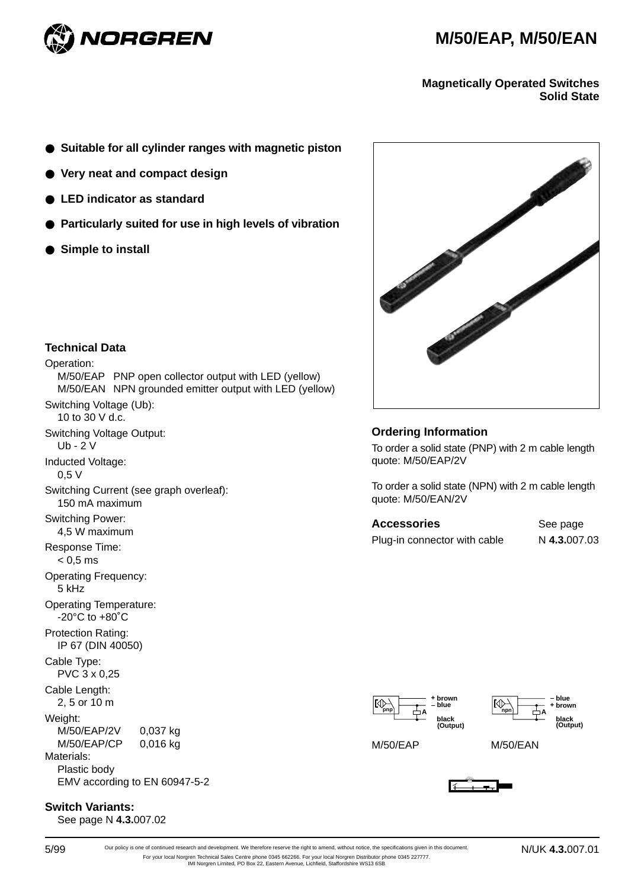# M/50/EAP, M/50/EAN

**Magnetically Operated Switches**
**Solid State**

- **Suitable for all cylinder ranges with magnetic piston**
- **Very neat and compact design**
- **LED indicator as standard**
- **Particularly suited for use in high levels of vibration**
- **Simple to install**

### Technical Data

Operation:
M/50/EAP PNP open collector output with LED (yellow)
M/50/EAN NPN grounded emitter output with LED (yellow)

Switching Voltage (Ub):
10 to 30 V d.c.

Switching Voltage Output:
Ub - 2 V

Inducted Voltage:
0,5 V

Switching Current (see graph overleaf):
150 mA maximum

Switching Power:
4,5 W maximum

Response Time:
< 0,5 ms

Operating Frequency:
5 kHz

Operating Temperature:
-20°C to +80°C

Protection Rating:
IP 67 (DIN 40050)

Cable Type:
PVC 3 x 0,25

Cable Length:
2, 5 or 10 m

Weight:
M/50/EAP/2V 0,037 kg
M/50/EAP/CP 0,016 kg

Materials:
Plastic body
EMV according to EN 60947-5-2

### Switch Variants:

See page N **4.3.**007.02

### Ordering Information

To order a solid state (PNP) with 2 m cable length quote: M/50/EAP/2V

To order a solid state (NPN) with 2 m cable length quote: M/50/EAN/2V

| **Accessories** | See page |
|---|---|
| Plug-in connector with cable | N **4.3.**007.03 |

pnp: + brown, – blue, A, black (Output)
M/50/EAP

npn: – blue, + brown, A, black (Output)
M/50/EAN

5/99

Our policy is one of continued research and development. We therefore reserve the right to amend, without notice, the specifications given in this document.
For your local Norgren Technical Sales Centre phone 0345 662266. For your local Norgren Distributor phone 0345 227777.
IMI Norgren Limited, PO Box 22, Eastern Avenue, Lichfield, Staffordshire WS13 6SB

N/UK **4.3.**007.01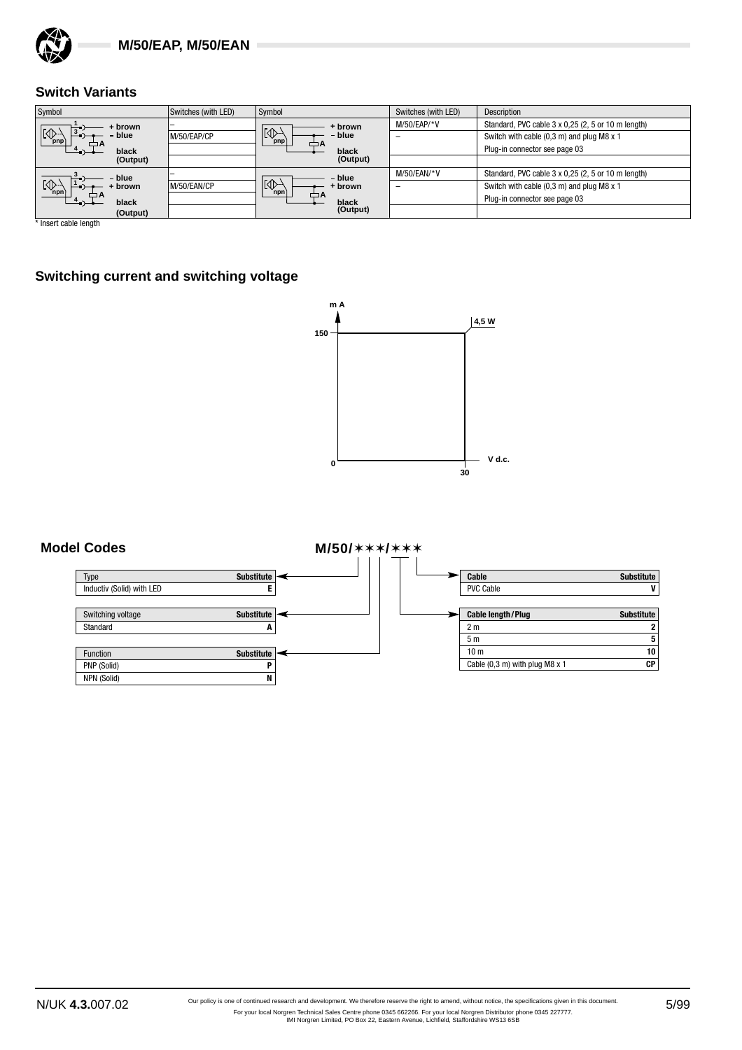## Switch Variants

| Symbol | Switches (with LED) | Symbol | Switches (with LED) | Description |
|---|---|---|---|---|
| pnp: 1 + brown, 3 – blue, 4 black (Output) | – | pnp: + brown, – blue, black (Output) | M/50/EAP/*V | Standard, PVC cable 3 x 0,25 (2, 5 or 10 m length) |
| | M/50/EAP/CP | | – | Switch with cable (0,3 m) and plug M8 x 1 |
| | | | | Plug-in connector see page 03 |
| | | | | |
| npn: 3 – blue, 1 + brown, 4 black (Output) | – | npn: – blue, + brown, black (Output) | M/50/EAN/*V | Standard, PVC cable 3 x 0,25 (2, 5 or 10 m length) |
| | M/50/EAN/CP | | – | Switch with cable (0,3 m) and plug M8 x 1 |
| | | | | Plug-in connector see page 03 |
| | | | | |

* Insert cable length

## Switching current and switching voltage

m A: 150 — 4,5 W — V d.c.: 0, 30

## Model Codes

**M/50/✶✶✶/✶✶✶**

| Type | Substitute |
|---|---|
| Inductiv (Solid) with LED | E |

| Switching voltage | Substitute |
|---|---|
| Standard | A |

| Function | Substitute |
|---|---|
| PNP (Solid) | P |
| NPN (Solid) | N |

| Cable | Substitute |
|---|---|
| PVC Cable | V |

| Cable length/Plug | Substitute |
|---|---|
| 2 m | 2 |
| 5 m | 5 |
| 10 m | 10 |
| Cable (0,3 m) with plug M8 x 1 | CP |

N/UK 4.3.007.02

Our policy is one of continued research and development. We therefore reserve the right to amend, without notice, the specifications given in this document.
For your local Norgren Technical Sales Centre phone 0345 662266. For your local Norgren Distributor phone 0345 227777.
IMI Norgren Limited, PO Box 22, Eastern Avenue, Lichfield, Staffordshire WS13 6SB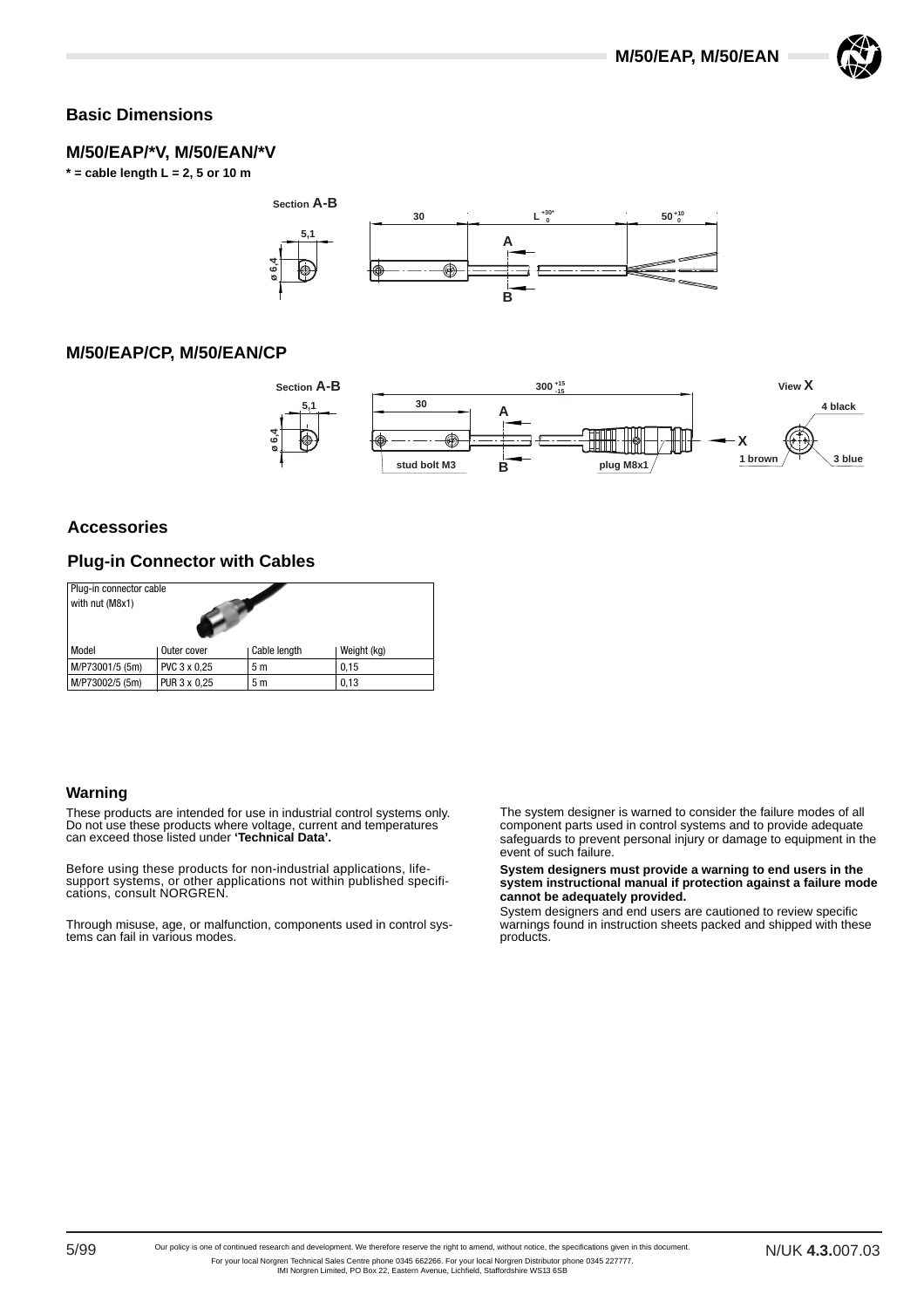## Basic Dimensions

### M/50/EAP/*V, M/50/EAN/*V

**\* = cable length L = 2, 5 or 10 m**

Section A-B

5,1

ø 6,4

30

L $^{+30*}_{0}$

50 $^{+10}_{0}$

A

B

### M/50/EAP/CP, M/50/EAN/CP

Section A-B

5,1

ø 6,4

300 $^{+15}_{-15}$

30

A

B

stud bolt M3

plug M8x1

X

View X

4 black

1 brown

3 blue

## Accessories

### Plug-in Connector with Cables

Plug-in connector cable with nut (M8x1)

| Model | Outer cover | Cable length | Weight (kg) |
|---|---|---|---|
| M/P73001/5 (5m) | PVC 3 x 0,25 | 5 m | 0,15 |
| M/P73002/5 (5m) | PUR 3 x 0,25 | 5 m | 0,13 |

### Warning

These products are intended for use in industrial control systems only. Do not use these products where voltage, current and temperatures can exceed those listed under **'Technical Data'.**

Before using these products for non-industrial applications, life-support systems, or other applications not within published specifications, consult NORGREN.

Through misuse, age, or malfunction, components used in control systems can fail in various modes.

The system designer is warned to consider the failure modes of all component parts used in control systems and to provide adequate safeguards to prevent personal injury or damage to equipment in the event of such failure.

**System designers must provide a warning to end users in the system instructional manual if protection against a failure mode cannot be adequately provided.**

System designers and end users are cautioned to review specific warnings found in instruction sheets packed and shipped with these products.

5/99

Our policy is one of continued research and development. We therefore reserve the right to amend, without notice, the specifications given in this document.

For your local Norgren Technical Sales Centre phone 0345 662266. For your local Norgren Distributor phone 0345 227777.
IMI Norgren Limited, PO Box 22, Eastern Avenue, Lichfield, Staffordshire WS13 6SB

N/UK **4.3.**007.03